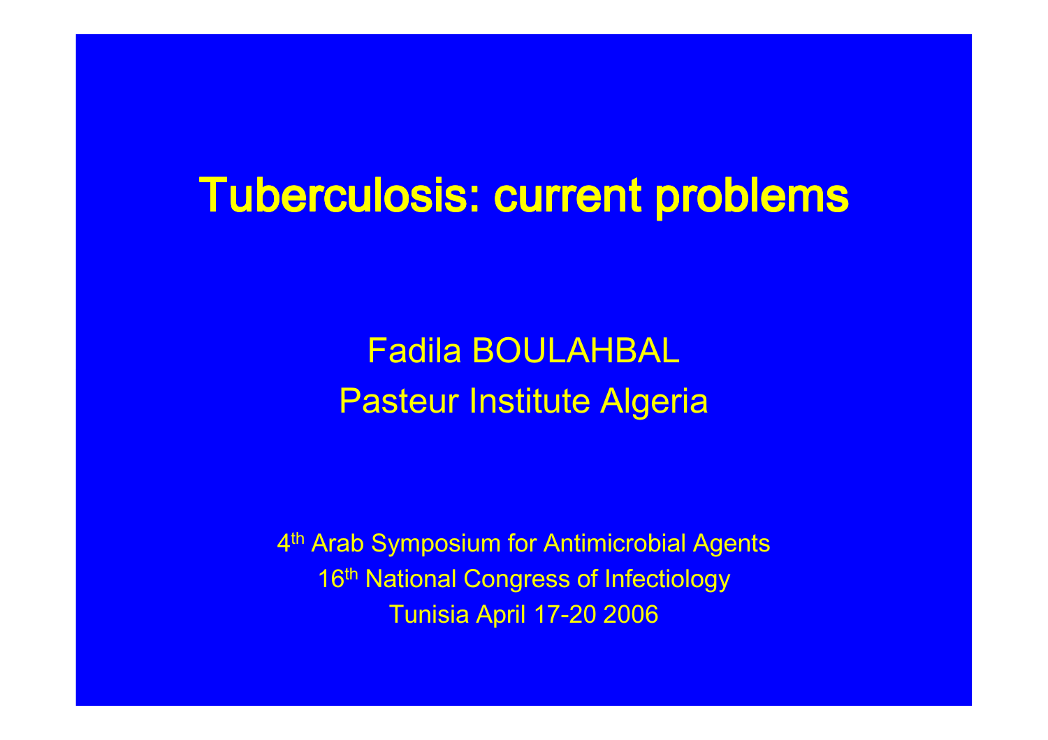# Tuberculosis: current problems

Fadila BOULAHBAL

Pasteur Institute Algeria

4th Arab Symposium for Antimicrobial Agents

16th National Congress of Infectiology

Tunisia April 17-20 2006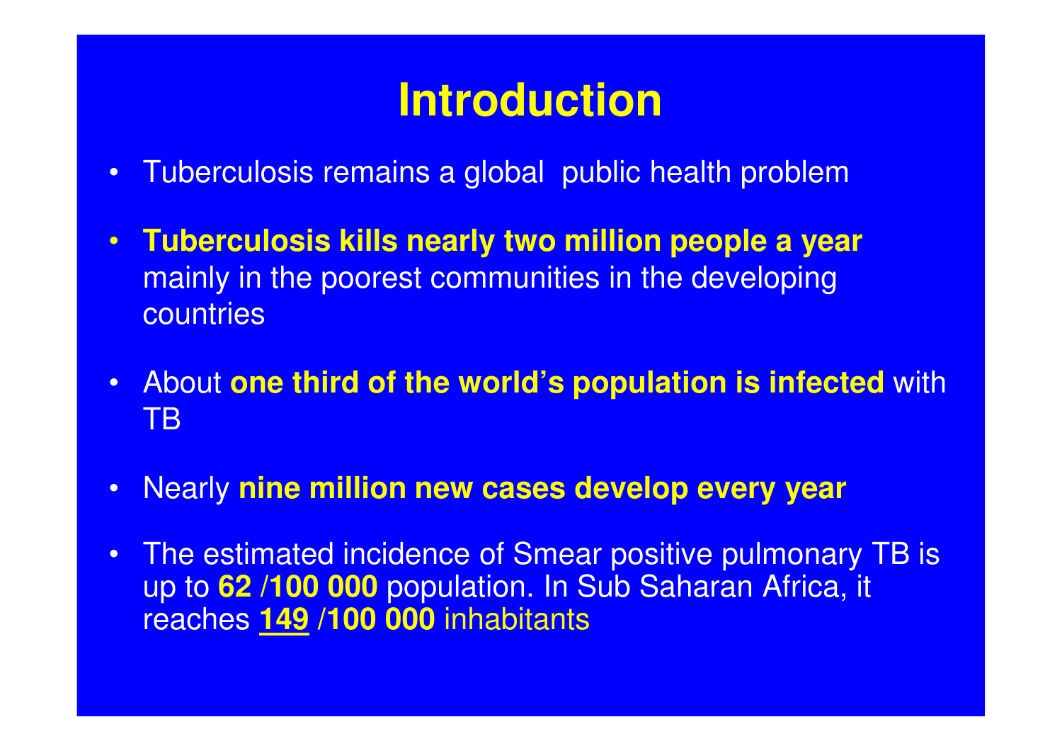# Introduction

- Tuberculosis remains a global public health problem
- **Tuberculosis kills nearly two million people a year** mainly in the poorest communities in the developing countries
- About **one third of the world's population is infected** with TB
- Nearly **nine million new cases develop every year**
- The estimated incidence of Smear positive pulmonary TB is up to **62 /100 000** population. In Sub Saharan Africa, it reaches **149 /100 000** inhabitants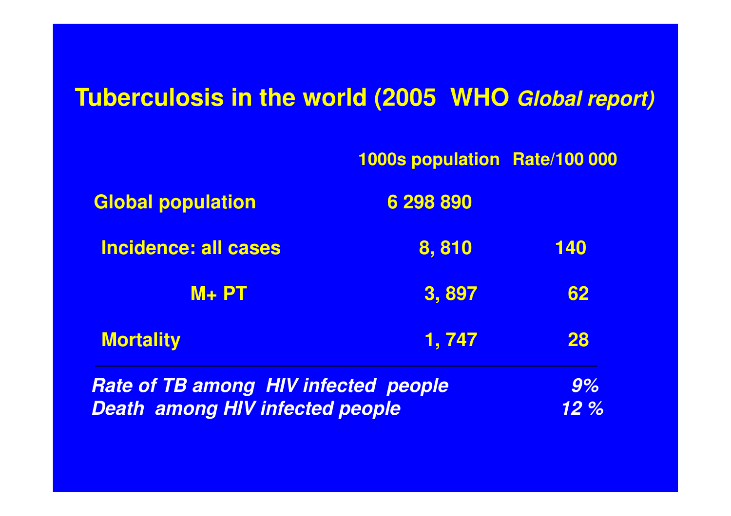# Tuberculosis in the world (2005 WHO *Global report)*

| | 1000s population | Rate/100 000 |
|---|---|---|
| Global population | 6 298 890 | |
| Incidence: all cases | 8, 810 | 140 |
| M+ PT | 3, 897 | 62 |
| Mortality | 1, 747 | 28 |

*Rate of TB among HIV infected people* *9%*

*Death among HIV infected people* *12 %*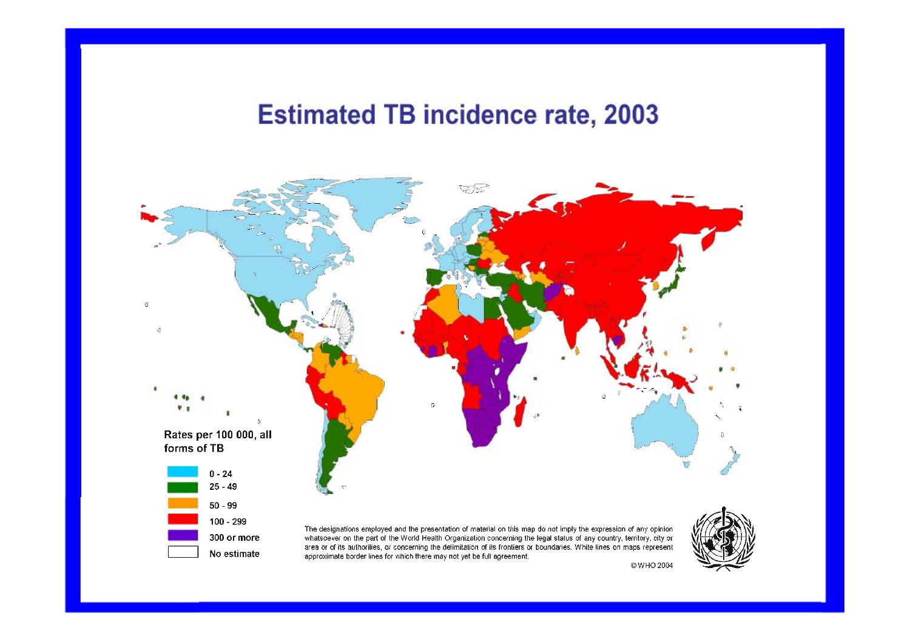# Estimated TB incidence rate, 2003

Rates per 100 000, all forms of TB

- 0 - 24
- 25 - 49
- 50 - 99
- 100 - 299
- 300 or more
- No estimate

The designations employed and the presentation of material on this map do not imply the expression of any opinion whatsoever on the part of the World Health Organization concerning the legal status of any country, territory, city or area or of its authorities, or concerning the delimitation of its frontiers or boundaries. White lines on maps represent approximate border lines for which there may not yet be full agreement.

© WHO 2004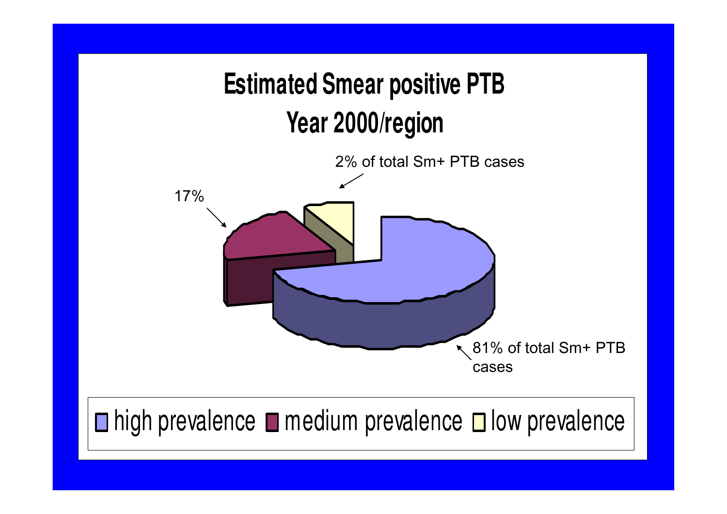# Estimated Smear positive PTB Year 2000/region

2% of total Sm+ PTB cases

17%

81% of total Sm+ PTB cases

high prevalence | medium prevalence | low prevalence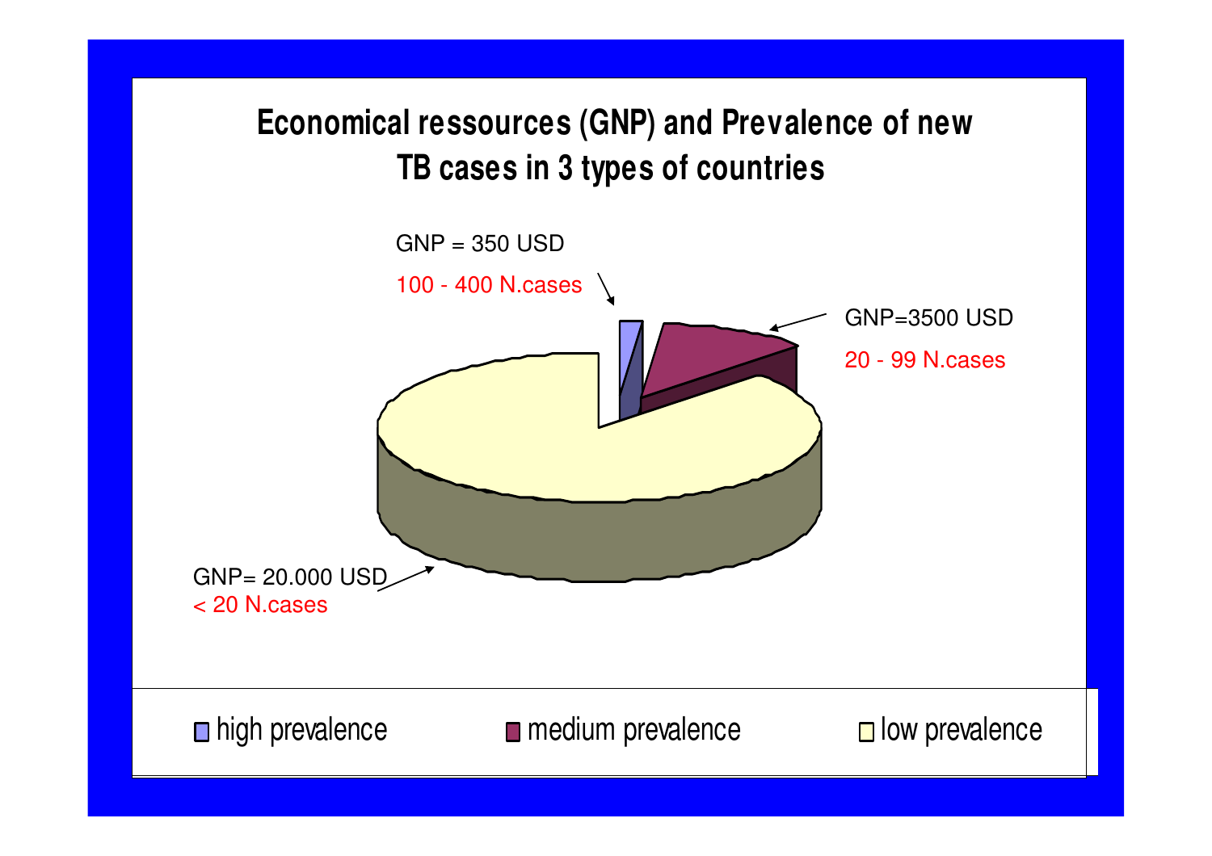# Economical ressources (GNP) and Prevalence of new TB cases in 3 types of countries

GNP = 350 USD

100 - 400 N.cases

GNP=3500 USD

20 - 99 N.cases

GNP= 20.000 USD

< 20 N.cases

high prevalence

medium prevalence

low prevalence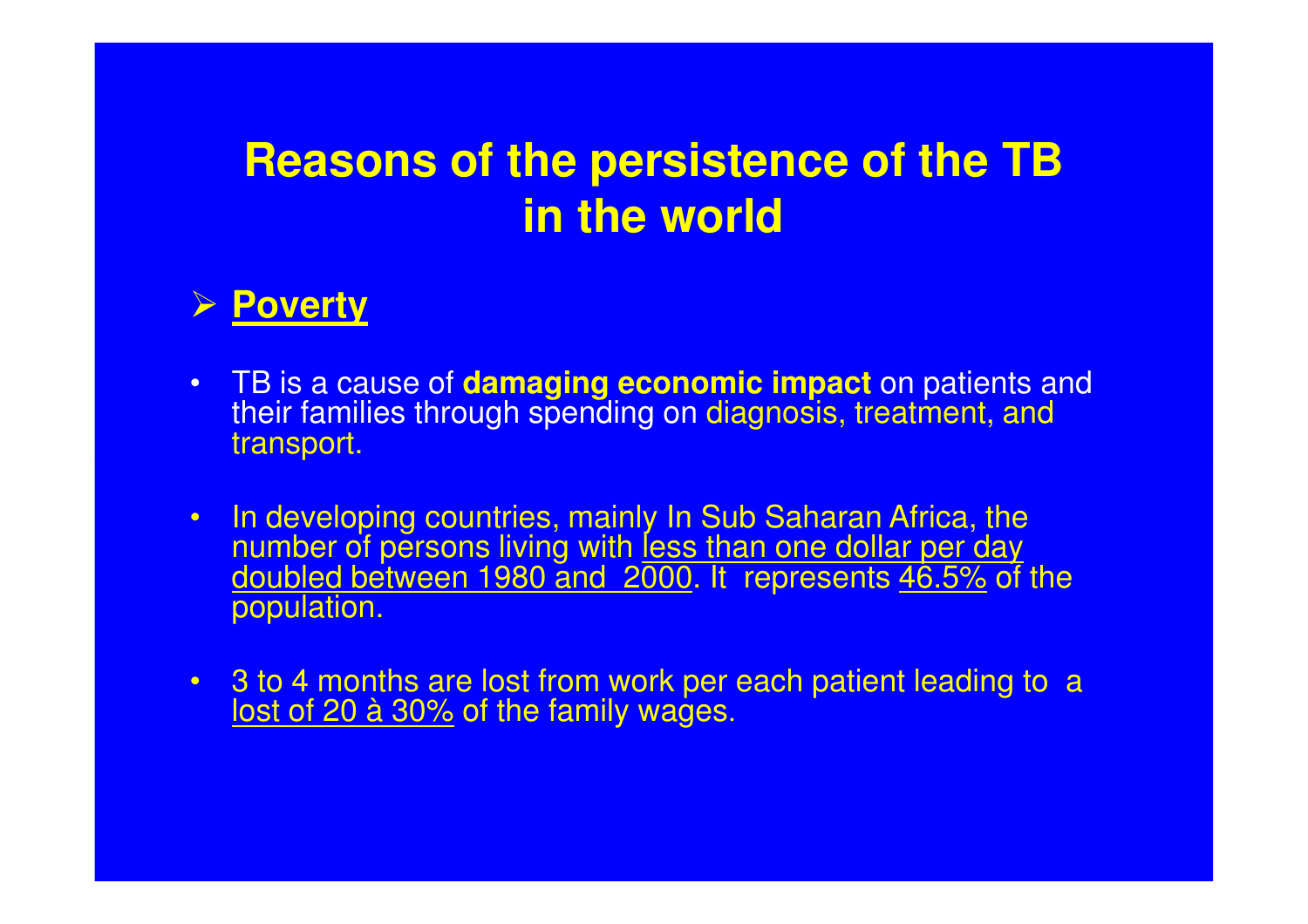# Reasons of the persistence of the TB in the world

- **Poverty**

- TB is a cause of **damaging economic impact** on patients and their families through spending on diagnosis, treatment, and transport.

- In developing countries, mainly In Sub Saharan Africa, the number of persons living with less than one dollar per day doubled between 1980 and 2000. It represents 46.5% of the population.

- 3 to 4 months are lost from work per each patient leading to a lost of 20 à 30% of the family wages.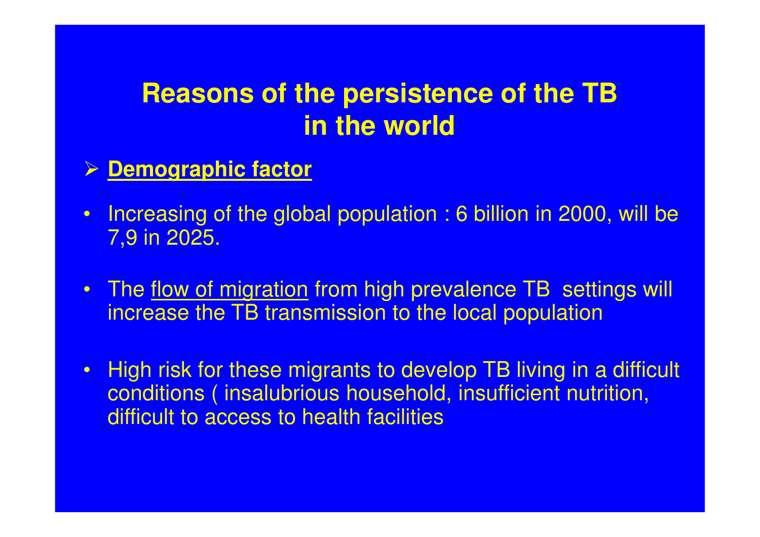# Reasons of the persistence of the TB in the world

- **<u>Demographic factor</u>**

- Increasing of the global population : 6 billion in 2000, will be 7,9 in 2025.

- The <u>flow of migration</u> from high prevalence TB settings will increase the TB transmission to the local population

- High risk for these migrants to develop TB living in a difficult conditions ( insalubrious household, insufficient nutrition, difficult to access to health facilities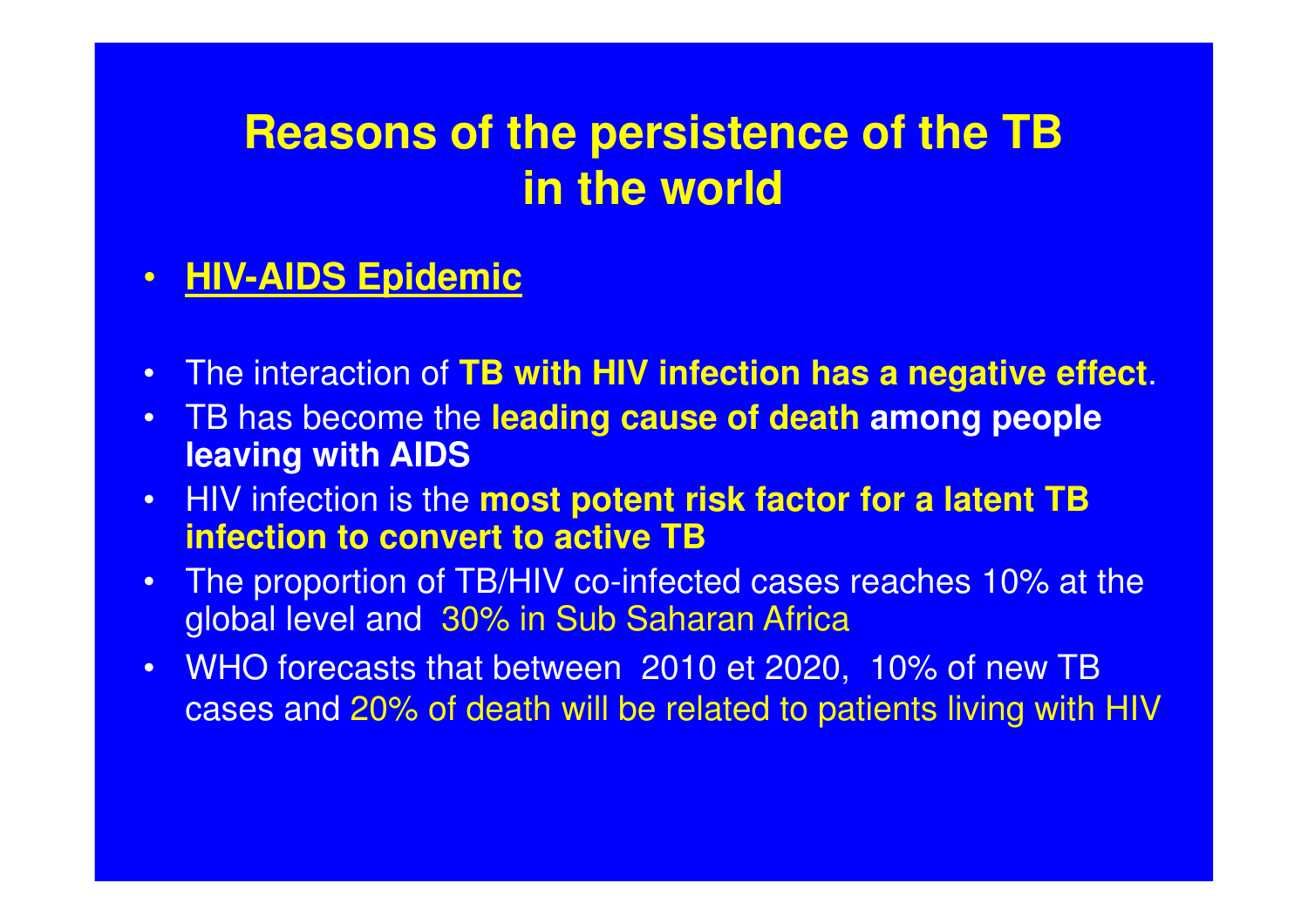# Reasons of the persistence of the TB in the world

- **HIV-AIDS Epidemic**

- The interaction of **TB with HIV infection has a negative effect**.
- TB has become the **leading cause of death among people leaving with AIDS**
- HIV infection is the **most potent risk factor for a latent TB infection to convert to active TB**
- The proportion of TB/HIV co-infected cases reaches 10% at the global level and 30% in Sub Saharan Africa
- WHO forecasts that between 2010 et 2020, 10% of new TB cases and 20% of death will be related to patients living with HIV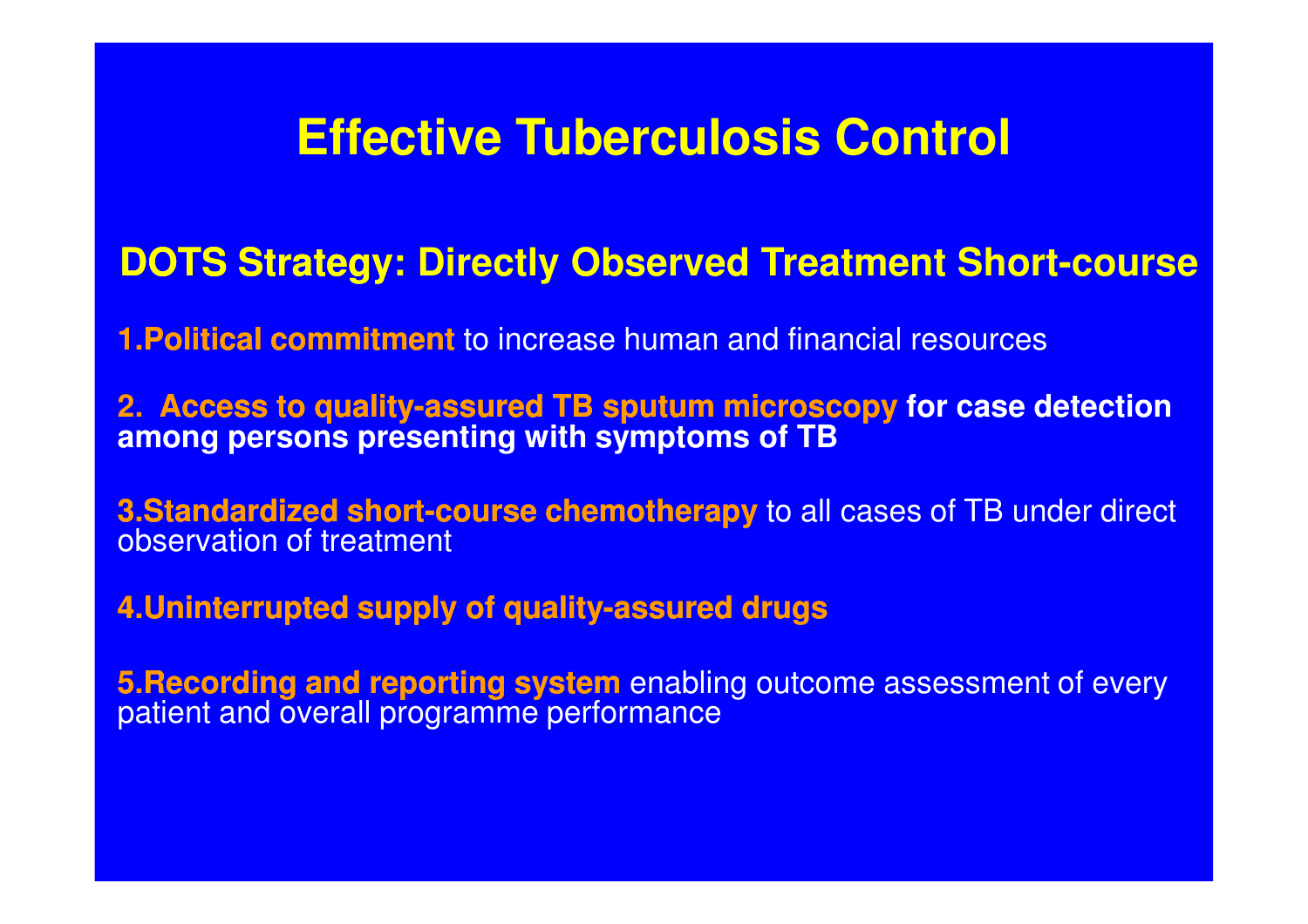# Effective Tuberculosis Control

## DOTS Strategy: Directly Observed Treatment Short-course

1. **Political commitment** to increase human and financial resources

2. **Access to quality-assured TB sputum microscopy for case detection among persons presenting with symptoms of TB**

3. **Standardized short-course chemotherapy** to all cases of TB under direct observation of treatment

4. **Uninterrupted supply of quality-assured drugs**

5. **Recording and reporting system** enabling outcome assessment of every patient and overall programme performance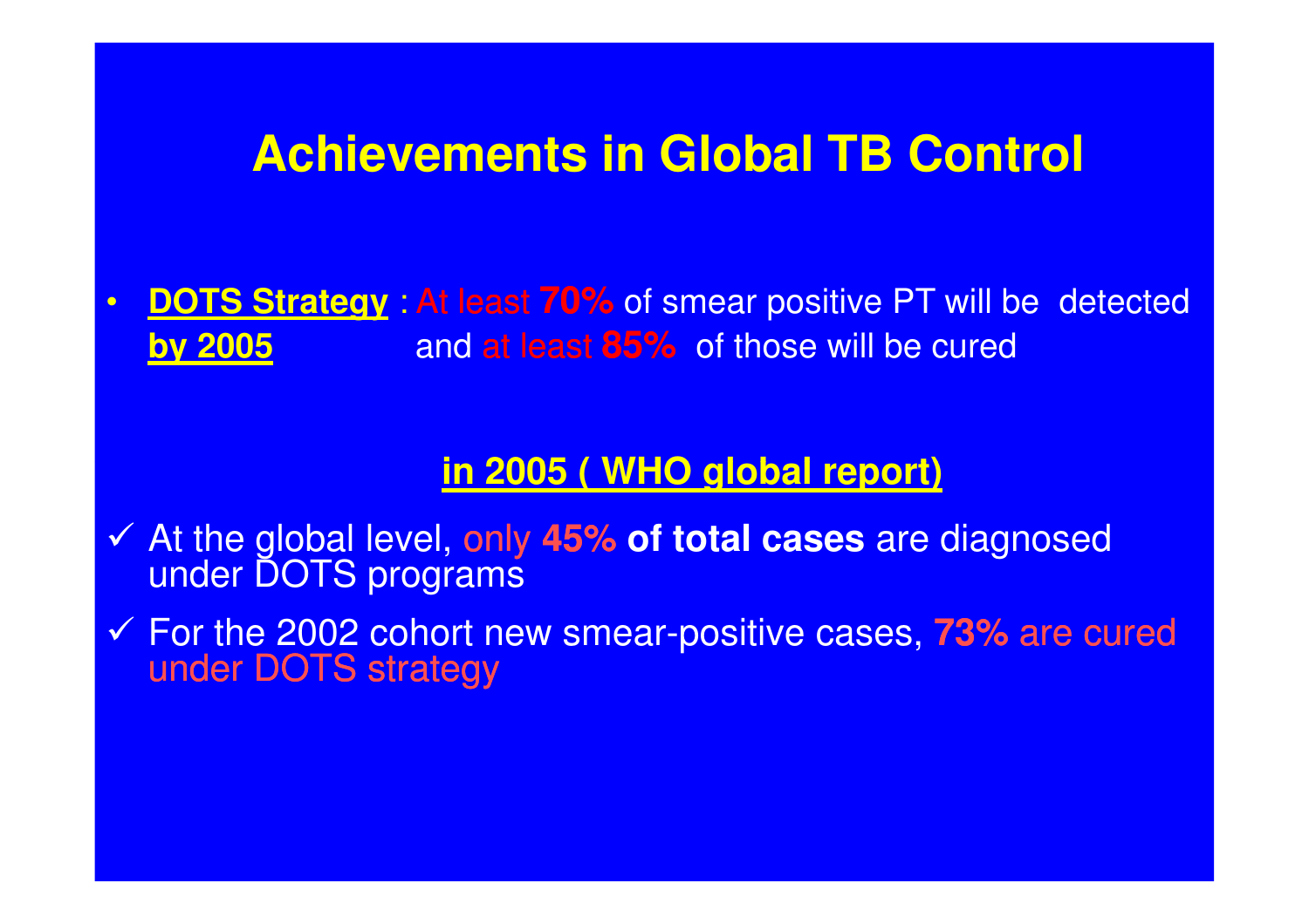# Achievements in Global TB Control

- **DOTS Strategy** : At least **70%** of smear positive PT will be detected **by 2005** and at least **85%** of those will be cured

**in 2005 ( WHO global report)**

- ✓ At the global level, only **45%** **of total cases** are diagnosed under DOTS programs
- ✓ For the 2002 cohort new smear-positive cases, **73%** are cured under DOTS strategy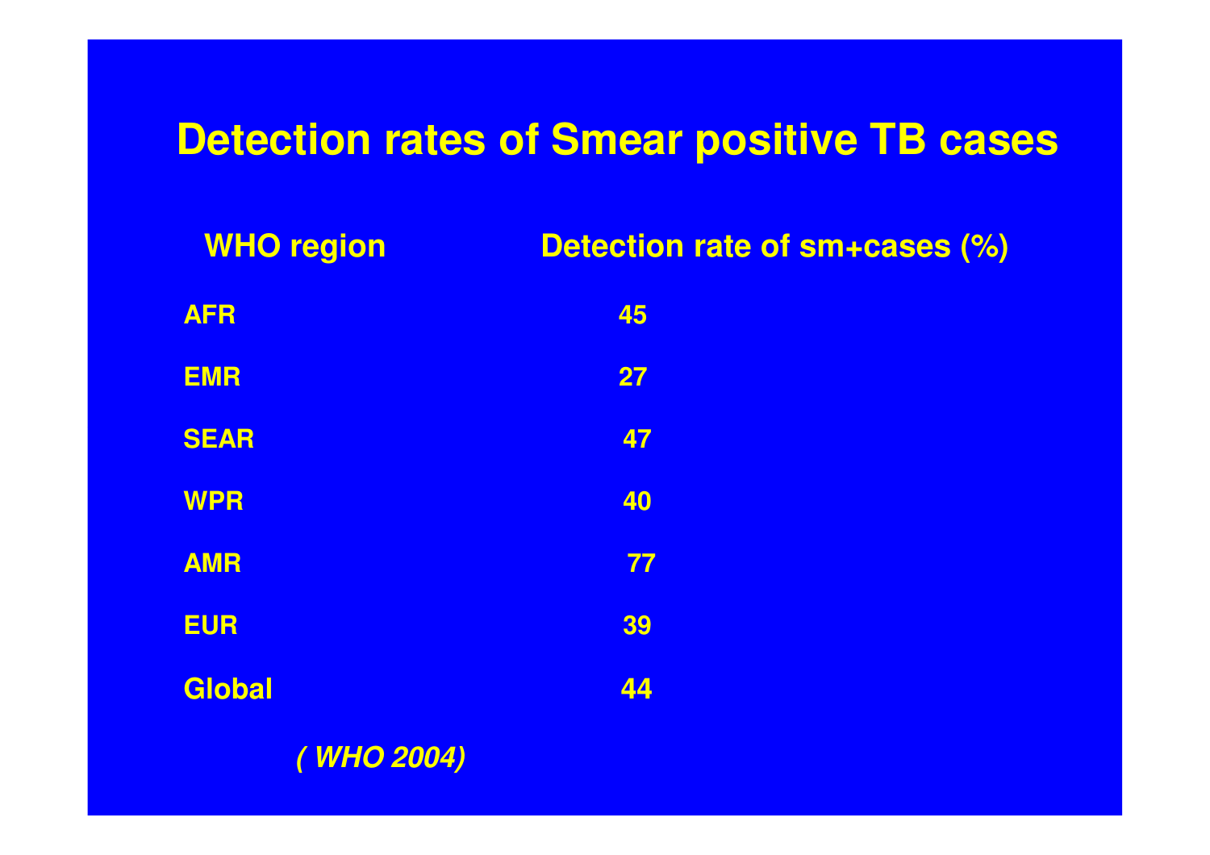# Detection rates of Smear positive TB cases

| WHO region | Detection rate of sm+cases (%) |
|---|---|
| AFR | 45 |
| EMR | 27 |
| SEAR | 47 |
| WPR | 40 |
| AMR | 77 |
| EUR | 39 |
| Global | 44 |

*( WHO 2004)*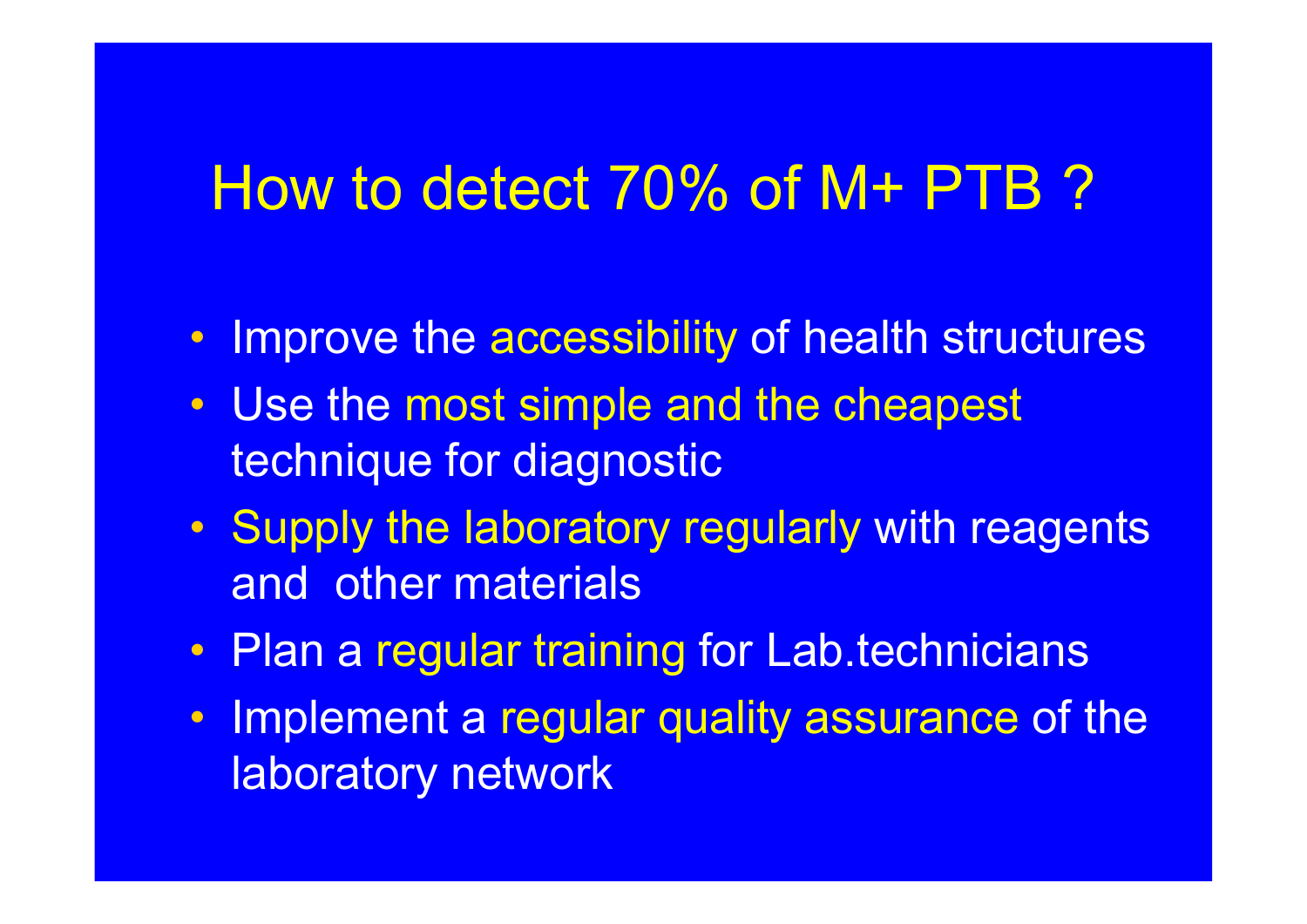# How to detect 70% of M+ PTB ?

- Improve the accessibility of health structures
- Use the most simple and the cheapest technique for diagnostic
- Supply the laboratory regularly with reagents and other materials
- Plan a regular training for Lab.technicians
- Implement a regular quality assurance of the laboratory network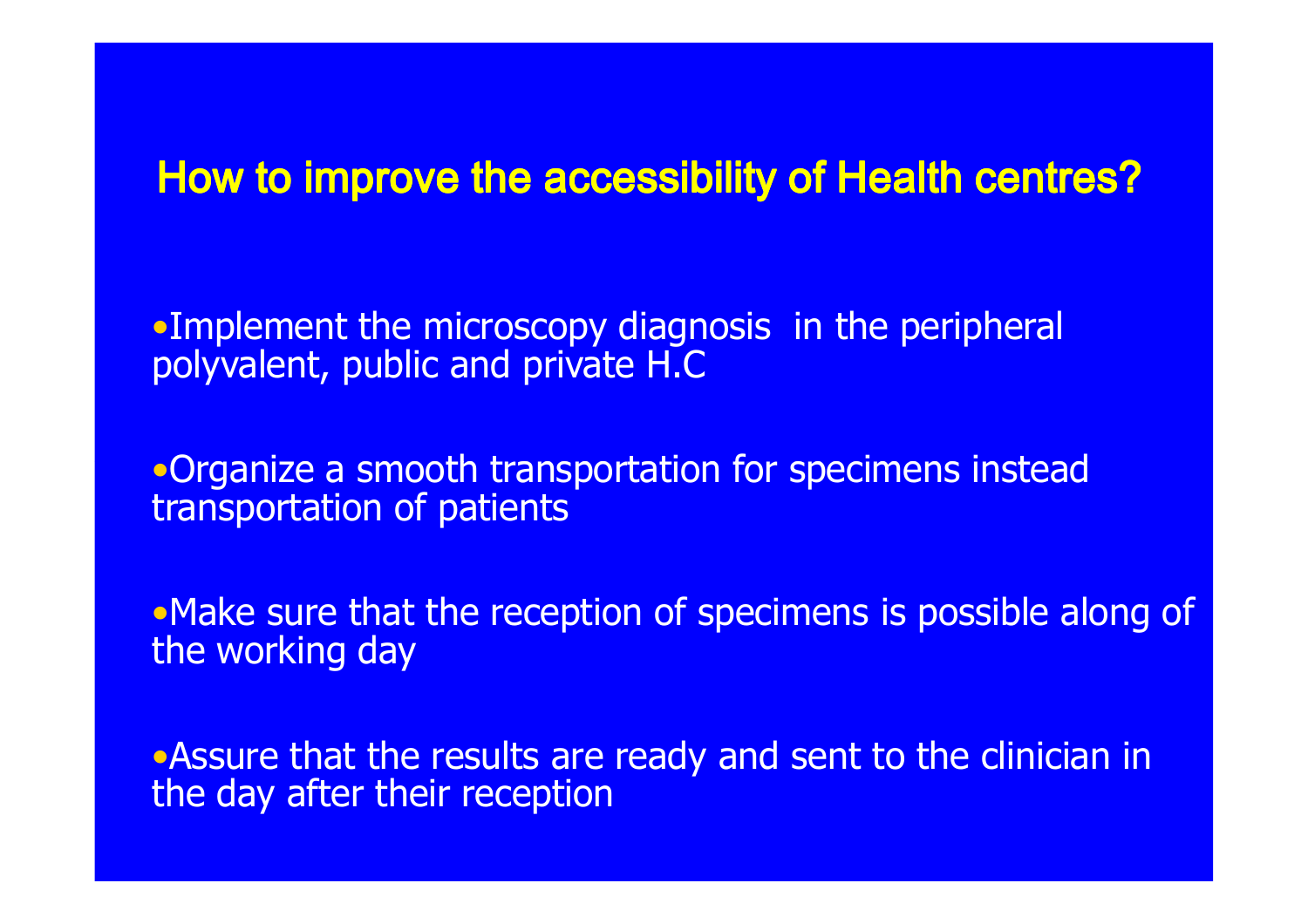# How to improve the accessibility of Health centres?

- Implement the microscopy diagnosis in the peripheral polyvalent, public and private H.C
- Organize a smooth transportation for specimens instead transportation of patients
- Make sure that the reception of specimens is possible along of the working day
- Assure that the results are ready and sent to the clinician in the day after their reception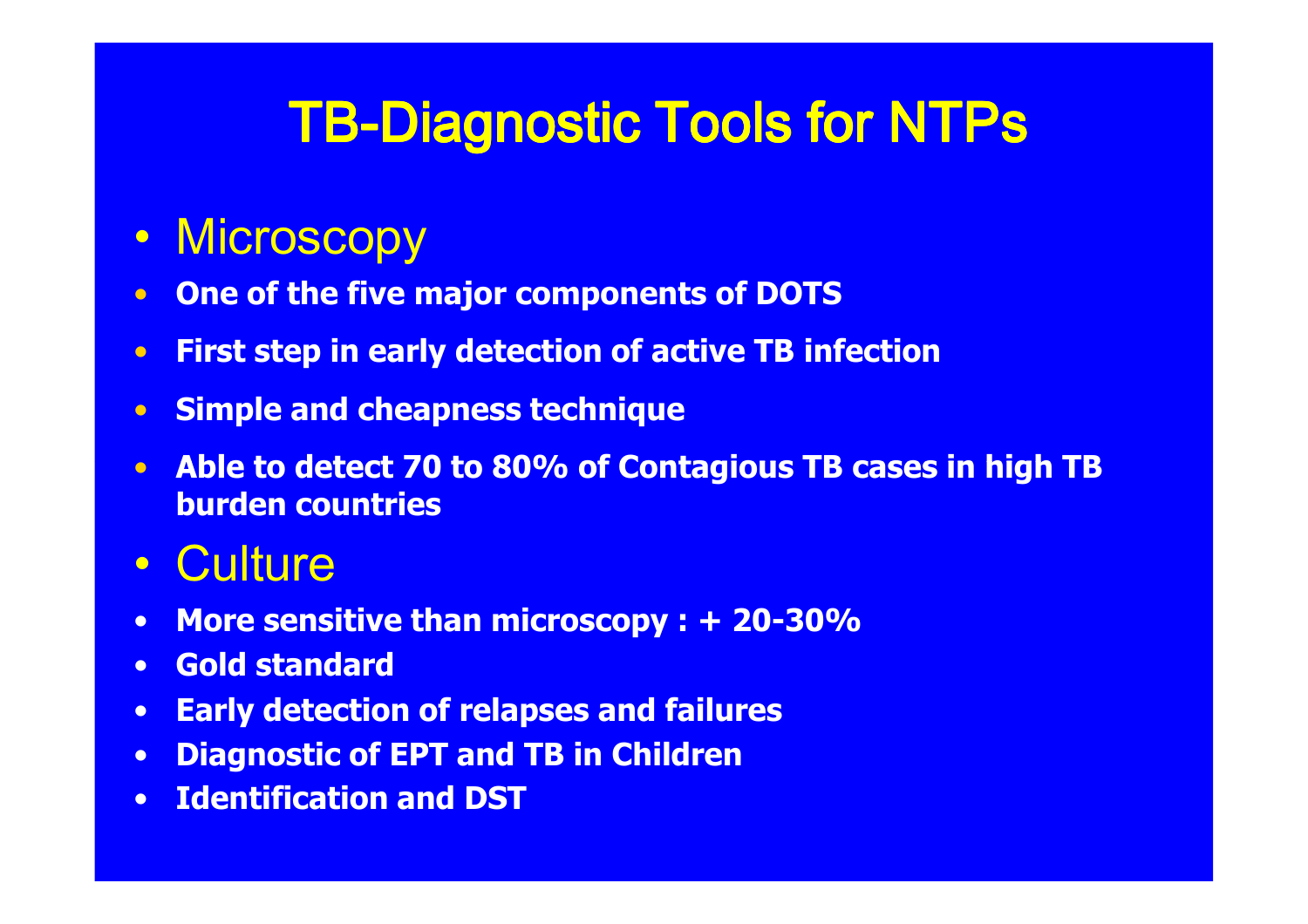# TB-Diagnostic Tools for NTPs

- Microscopy
- **One of the five major components of DOTS**
- **First step in early detection of active TB infection**
- **Simple and cheapness technique**
- **Able to detect 70 to 80% of Contagious TB cases in high TB burden countries**
- Culture
- **More sensitive than microscopy : + 20-30%**
- **Gold standard**
- **Early detection of relapses and failures**
- **Diagnostic of EPT and TB in Children**
- **Identification and DST**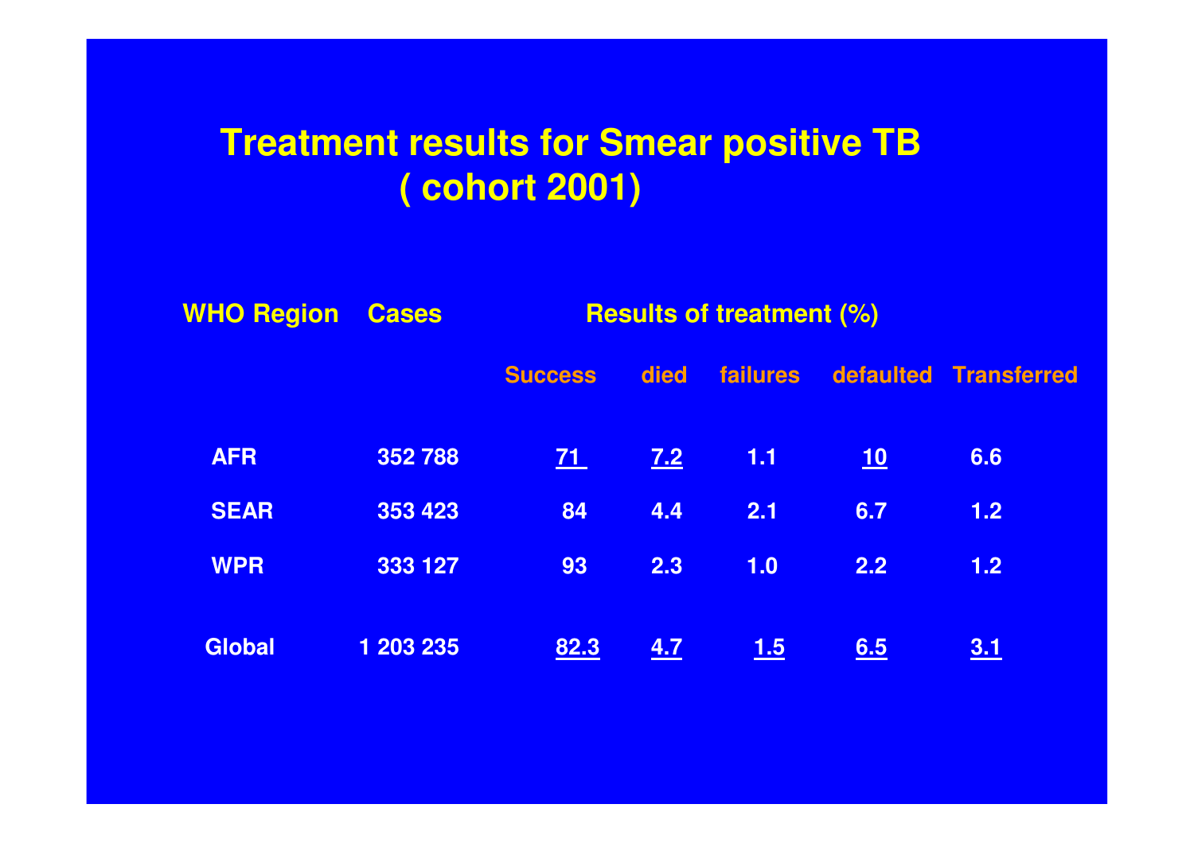# Treatment results for Smear positive TB ( cohort 2001)

| WHO Region | Cases | Results of treatment (%) | | | | |
|---|---|---|---|---|---|---|
| | | Success | died | failures | defaulted | Transferred |
| AFR | 352 788 | 71 | 7.2 | 1.1 | 10 | 6.6 |
| SEAR | 353 423 | 84 | 4.4 | 2.1 | 6.7 | 1.2 |
| WPR | 333 127 | 93 | 2.3 | 1.0 | 2.2 | 1.2 |
| Global | 1 203 235 | 82.3 | 4.7 | 1.5 | 6.5 | 3.1 |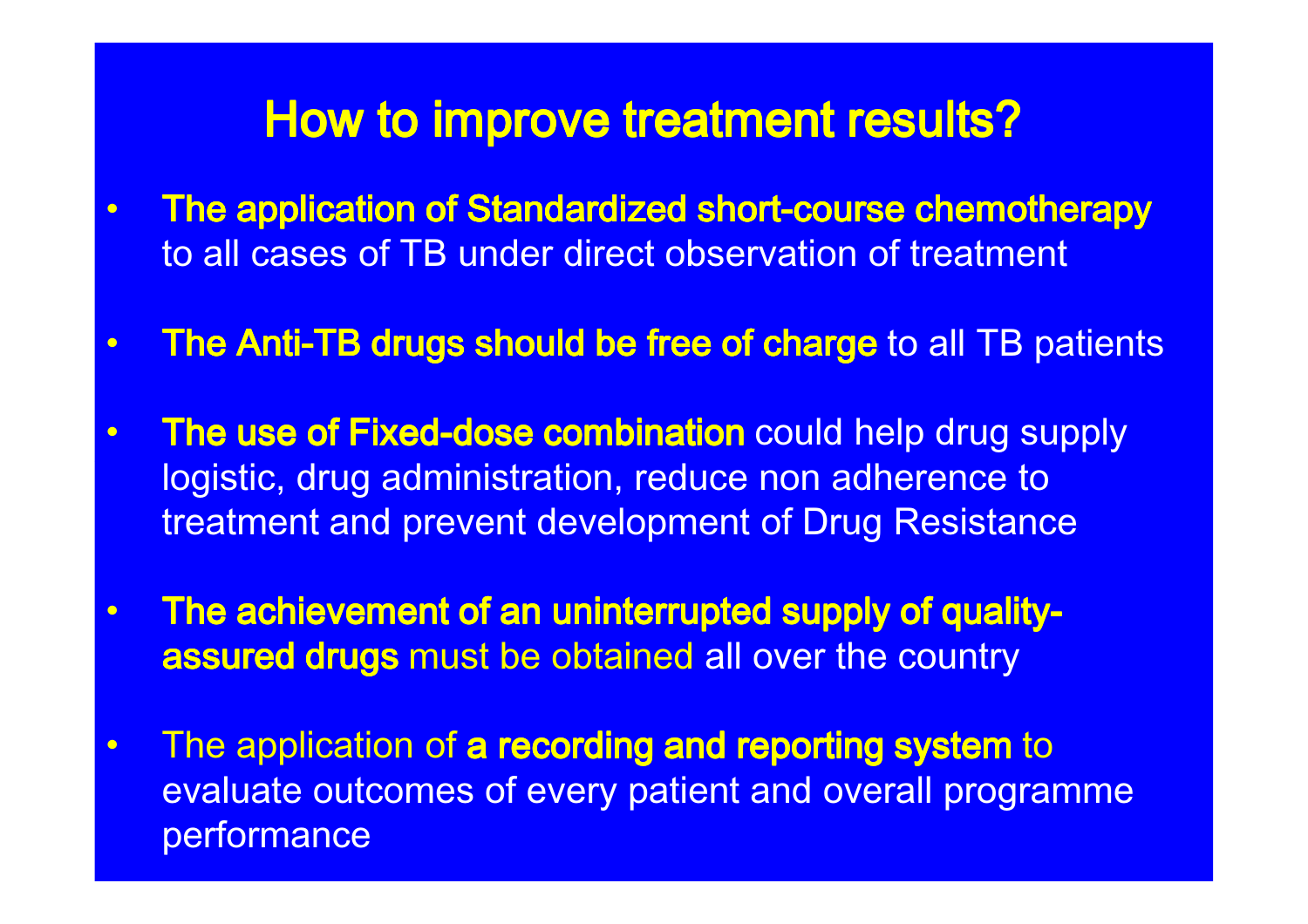# How to improve treatment results?

- **The application of Standardized short-course chemotherapy** to all cases of TB under direct observation of treatment
- **The Anti-TB drugs should be free of charge** to all TB patients
- **The use of Fixed-dose combination** could help drug supply logistic, drug administration, reduce non adherence to treatment and prevent development of Drug Resistance
- **The achievement of an uninterrupted supply of quality-assured drugs** must be obtained all over the country
- The application of **a recording and reporting system** to evaluate outcomes of every patient and overall programme performance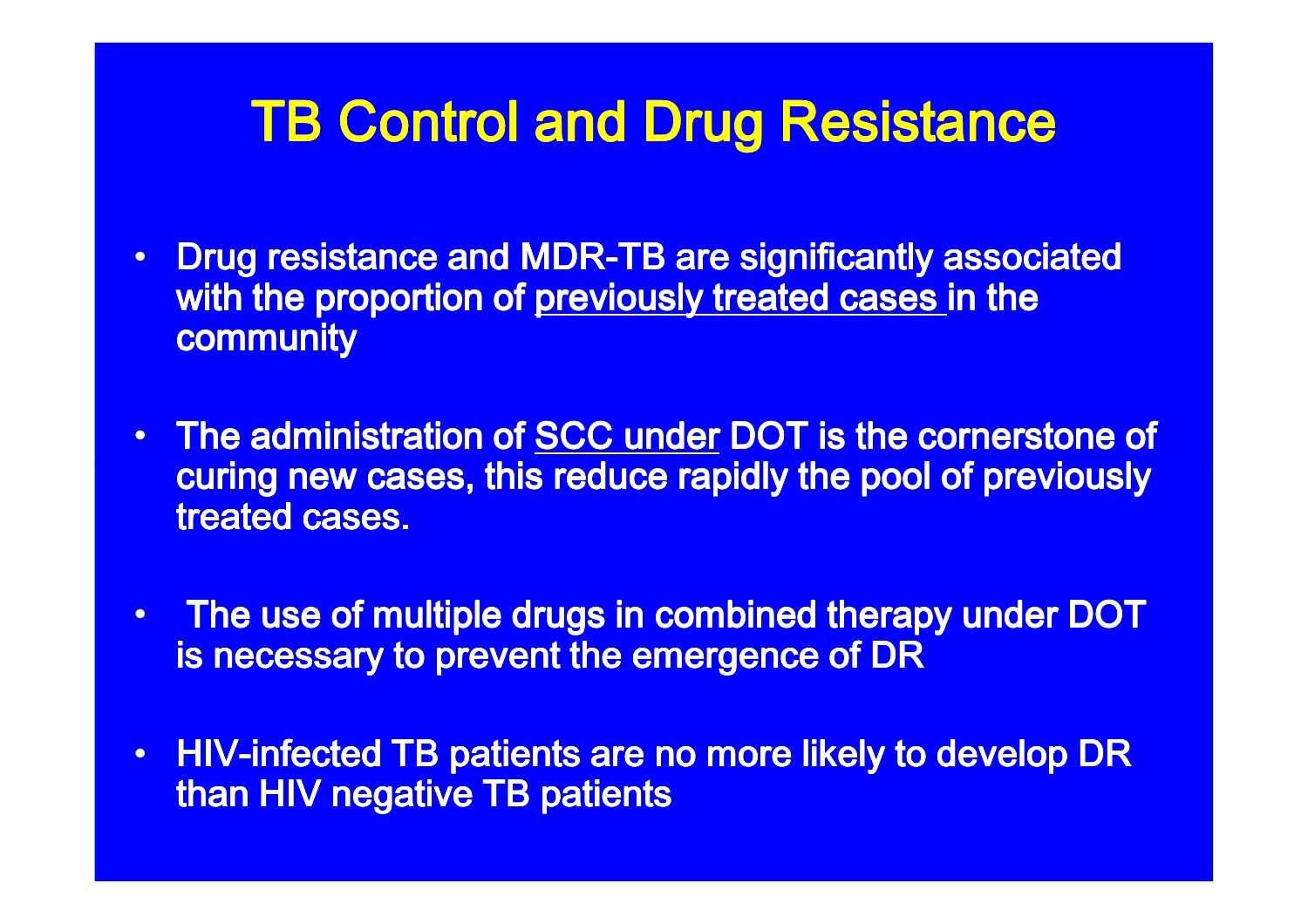# TB Control and Drug Resistance

- Drug resistance and MDR-TB are significantly associated with the proportion of <u>previously treated cases</u> in the community
- The administration of <u>SCC under</u> DOT is the cornerstone of curing new cases, this reduce rapidly the pool of previously treated cases.
- The use of multiple drugs in combined therapy under DOT is necessary to prevent the emergence of DR
- HIV-infected TB patients are no more likely to develop DR than HIV negative TB patients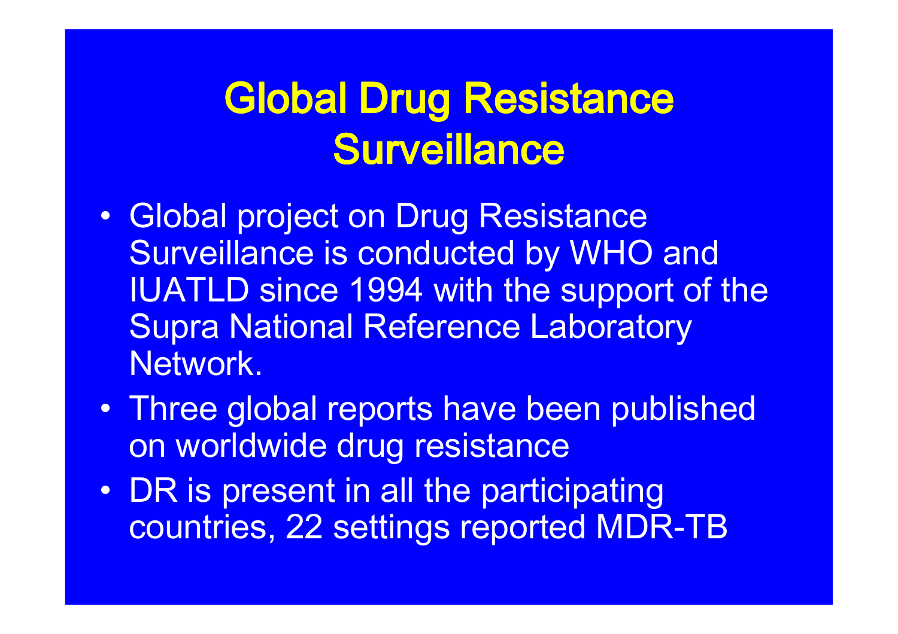# Global Drug Resistance Surveillance

- Global project on Drug Resistance Surveillance is conducted by WHO and IUATLD since 1994 with the support of the Supra National Reference Laboratory Network.
- Three global reports have been published on worldwide drug resistance
- DR is present in all the participating countries, 22 settings reported MDR-TB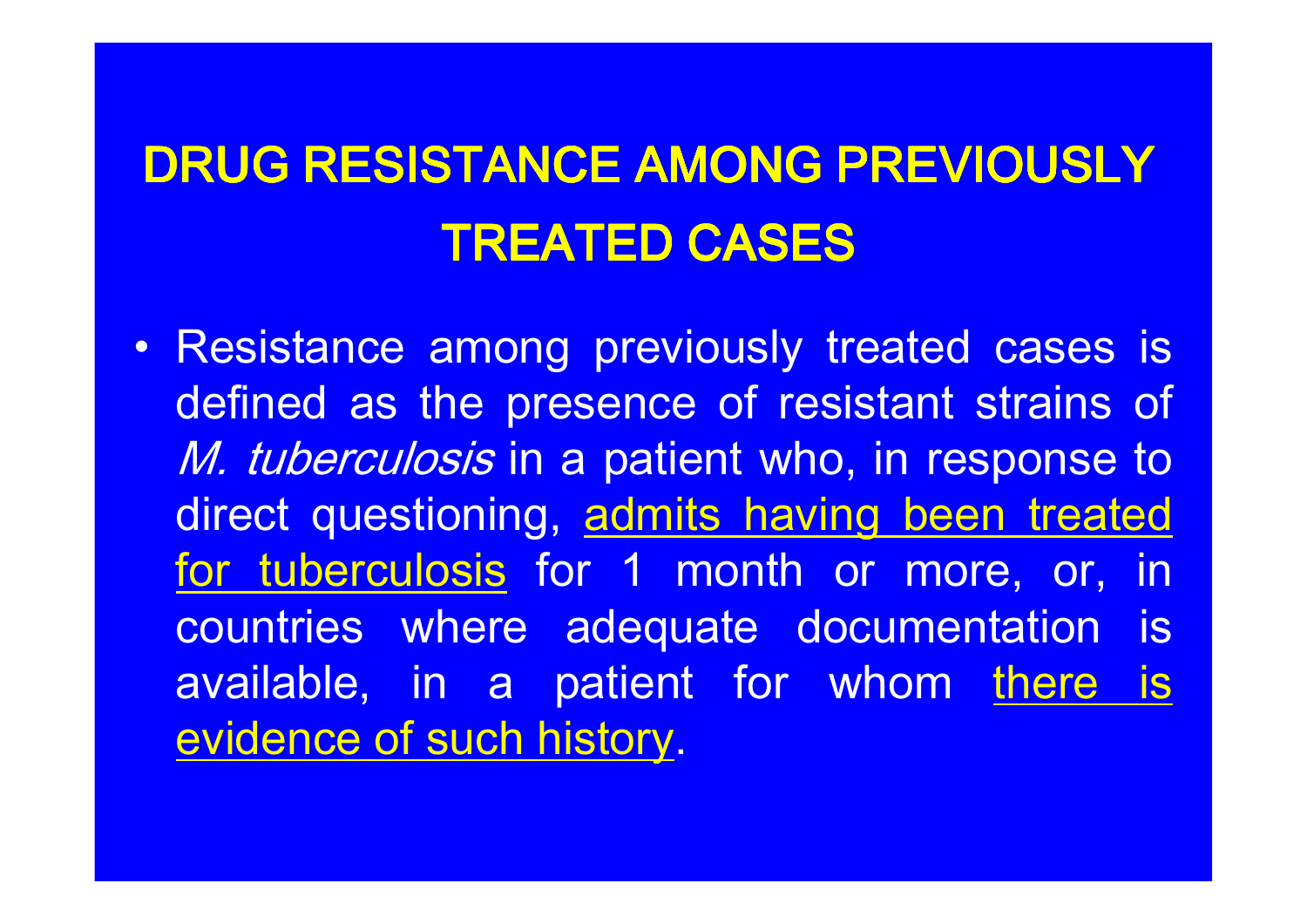# DRUG RESISTANCE AMONG PREVIOUSLY TREATED CASES

- Resistance among previously treated cases is defined as the presence of resistant strains of *M. tuberculosis* in a patient who, in response to direct questioning, admits having been treated for tuberculosis for 1 month or more, or, in countries where adequate documentation is available, in a patient for whom there is evidence of such history.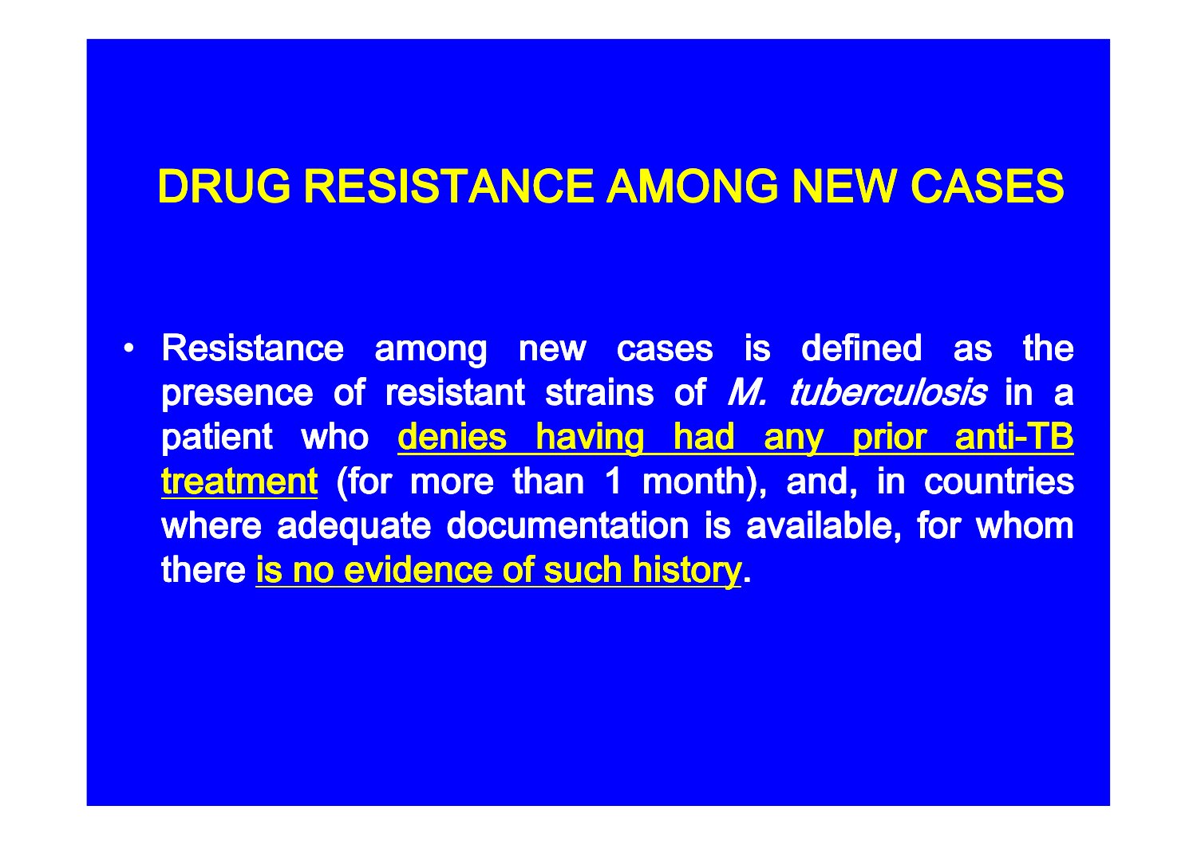# DRUG RESISTANCE AMONG NEW CASES

- Resistance among new cases is defined as the presence of resistant strains of *M. tuberculosis* in a patient who denies having had any prior anti-TB treatment (for more than 1 month), and, in countries where adequate documentation is available, for whom there is no evidence of such history.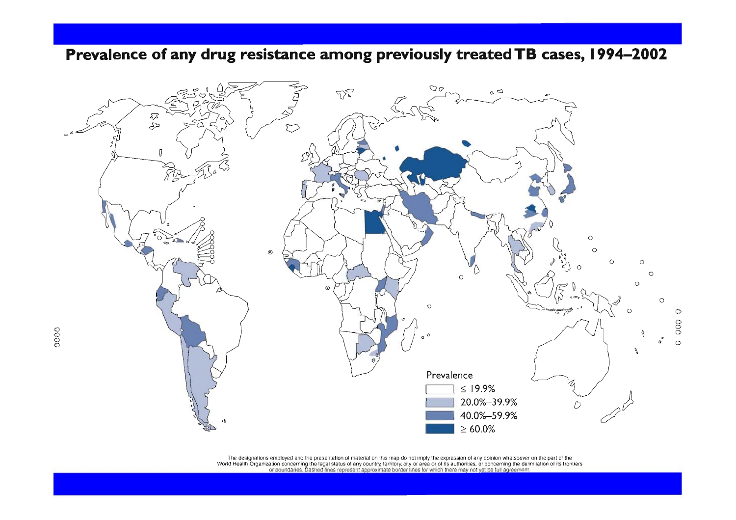# Prevalence of any drug resistance among previously treated TB cases, 1994–2002

Prevalence

- ≤ 19.9%
- 20.0%–39.9%
- 40.0%–59.9%
- ≥ 60.0%

The designations employed and the presentation of material on this map do not imply the expression of any opinion whatsoever on the part of the World Health Organization concerning the legal status of any country, territory, city or area or of its authorities, or concerning the delimitation of its frontiers or boundaries. Dashed lines represent approximate border lines for which there may not yet be full agreement.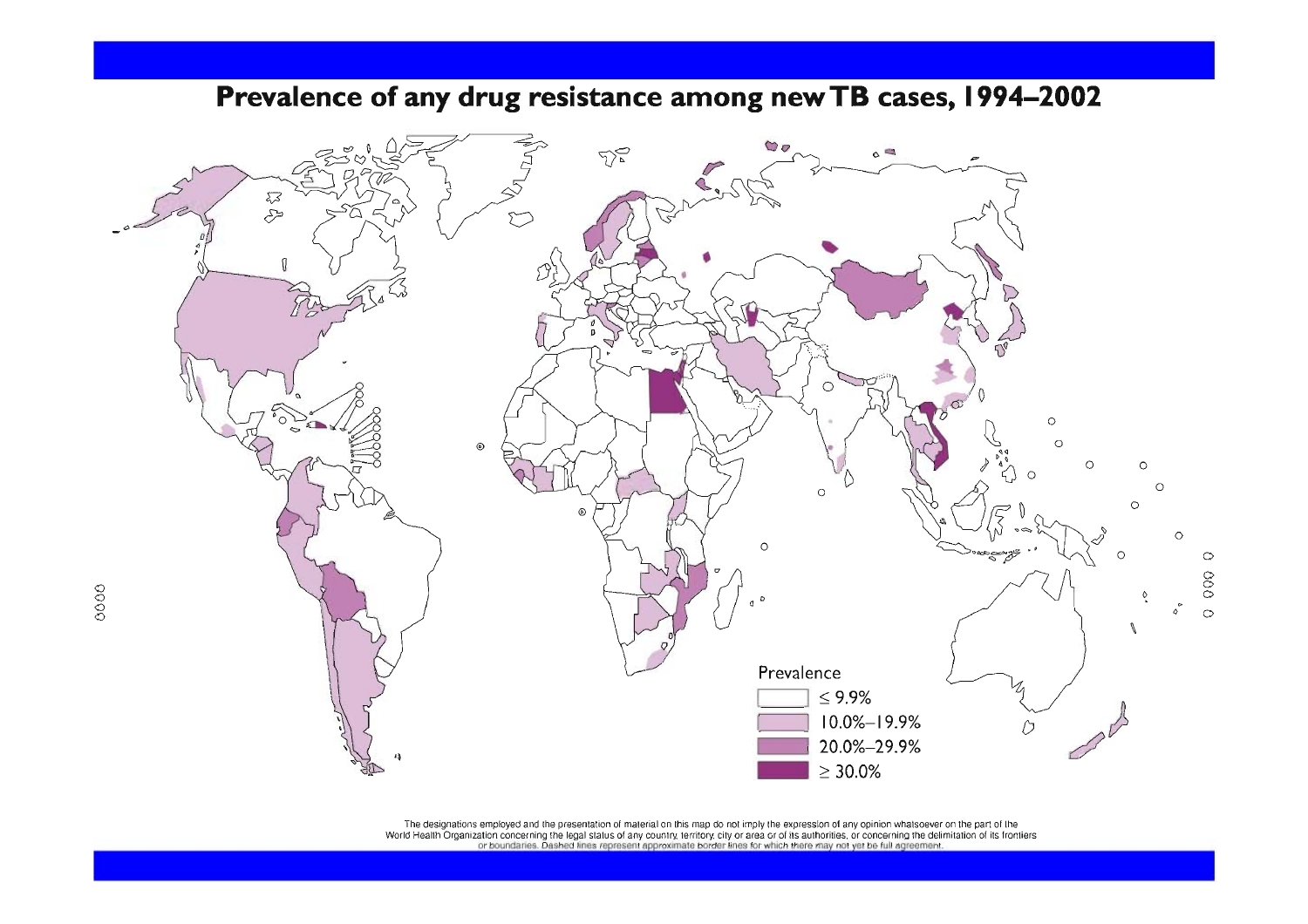# Prevalence of any drug resistance among new TB cases, 1994–2002

Prevalence

- ≤ 9.9%
- 10.0%–19.9%
- 20.0%–29.9%
- ≥ 30.0%

The designations employed and the presentation of material on this map do not imply the expression of any opinion whatsoever on the part of the World Health Organization concerning the legal status of any country, territory, city or area or of its authorities, or concerning the delimitation of its frontiers or boundaries. Dashed lines represent approximate border lines for which there may not yet be full agreement.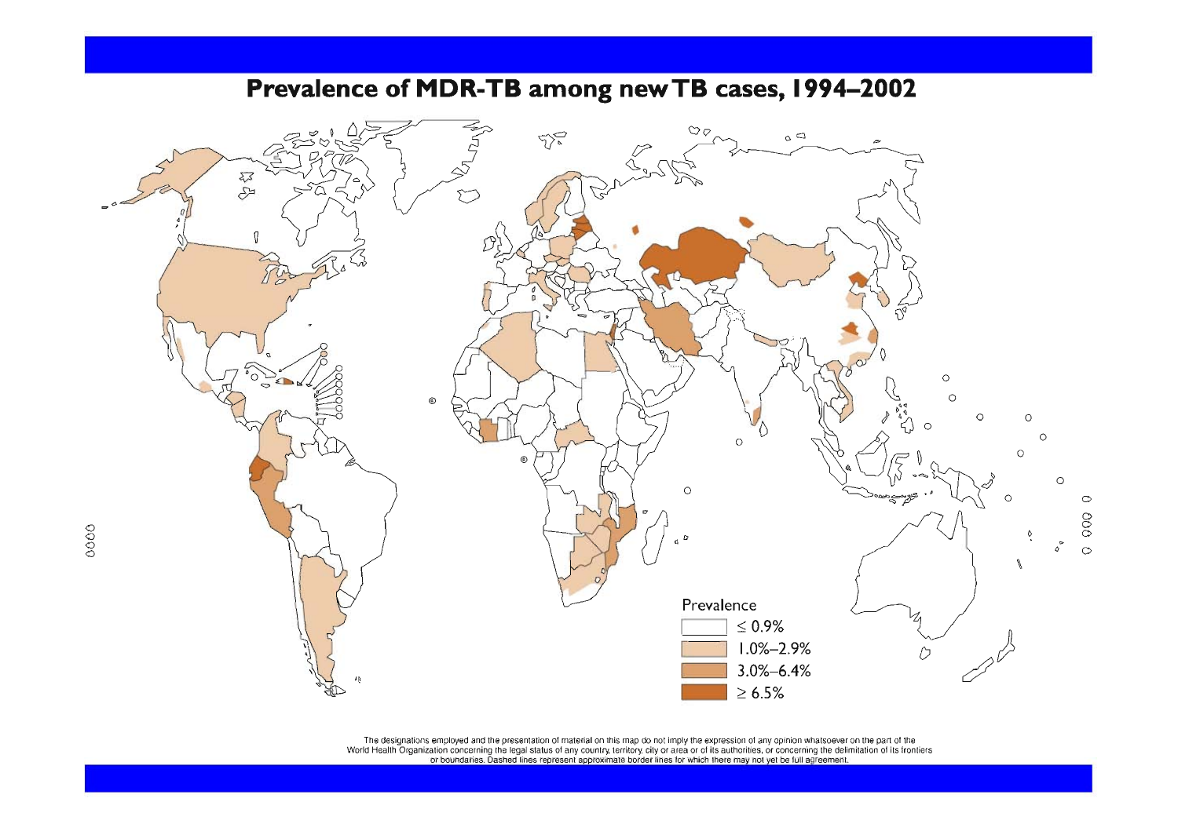# Prevalence of MDR-TB among new TB cases, 1994–2002

Prevalence

- ≤ 0.9%
- 1.0%–2.9%
- 3.0%–6.4%
- ≥ 6.5%

The designations employed and the presentation of material on this map do not imply the expression of any opinion whatsoever on the part of the World Health Organization concerning the legal status of any country, territory, city or area or of its authorities, or concerning the delimitation of its frontiers or boundaries. Dashed lines represent approximate border lines for which there may not yet be full agreement.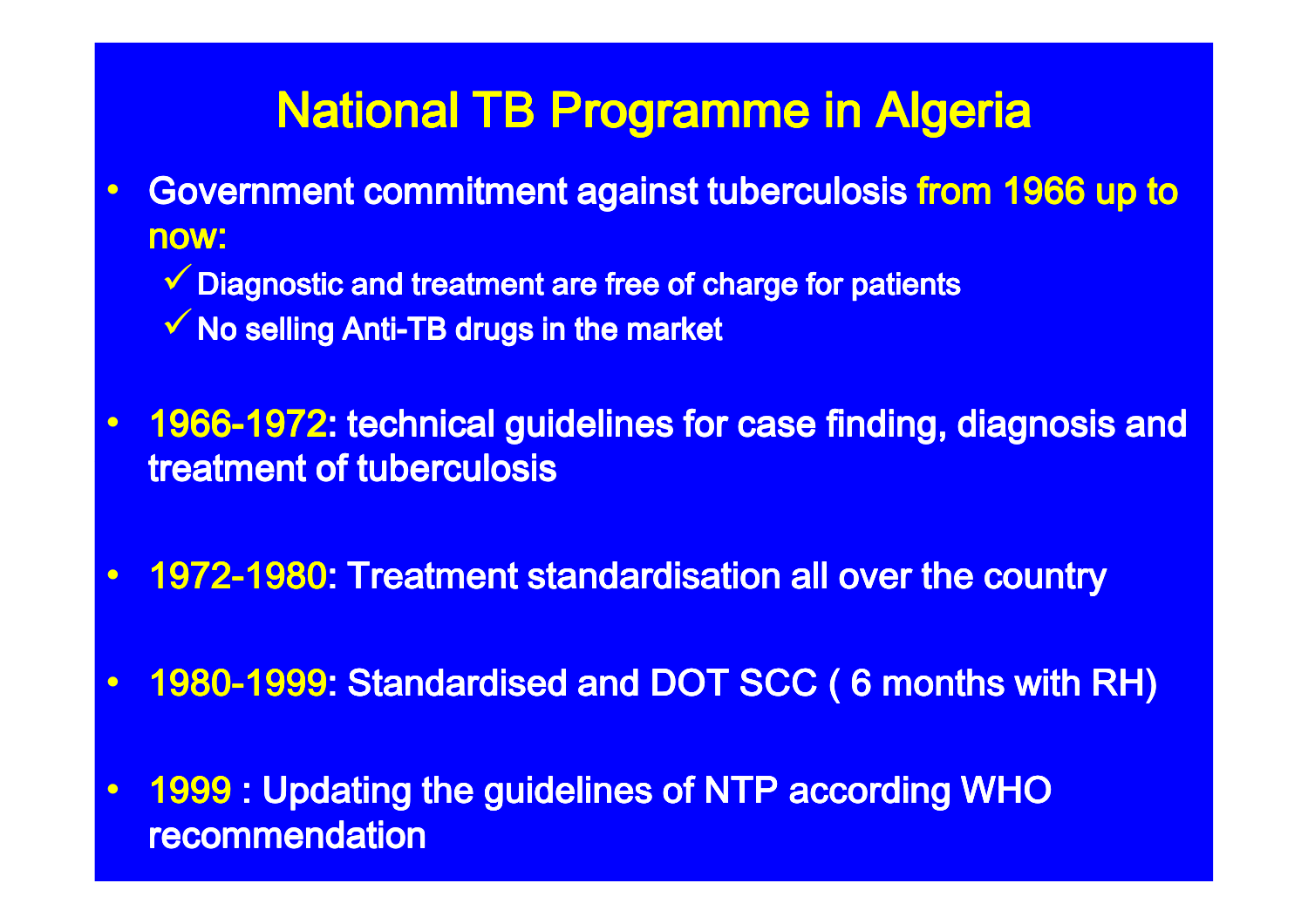# National TB Programme in Algeria

- Government commitment against tuberculosis from 1966 up to now:
  - ✓ Diagnostic and treatment are free of charge for patients
  - ✓ No selling Anti-TB drugs in the market
- 1966-1972: technical guidelines for case finding, diagnosis and treatment of tuberculosis
- 1972-1980: Treatment standardisation all over the country
- 1980-1999: Standardised and DOT SCC ( 6 months with RH)
- 1999 : Updating the guidelines of NTP according WHO recommendation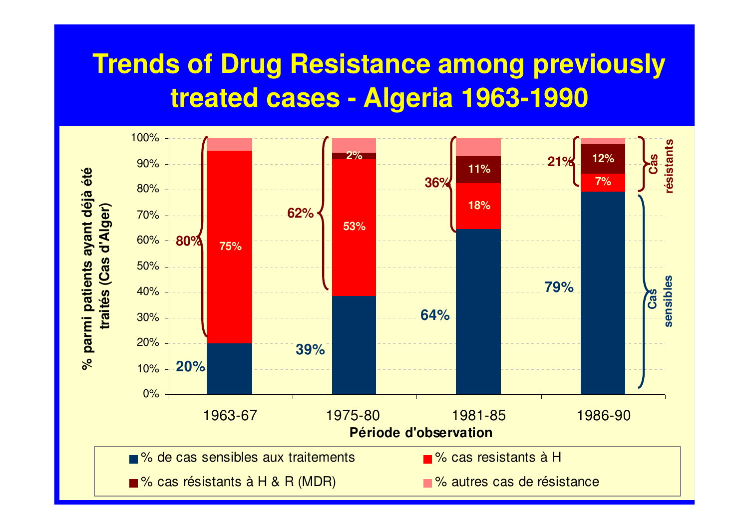# Trends of Drug Resistance among previously treated cases - Algeria 1963-1990

% parmi patients ayant déjà été traités (Cas d'Alger)

| Période d'observation | % de cas sensibles aux traitements | % cas resistants à H | % cas résistants à H & R (MDR) | Total résistants |
|---|---|---|---|---|
| 1963-67 | 20% | 75% | | 80% |
| 1975-80 | 39% | 53% | 2% | 62% |
| 1981-85 | 64% | 18% | 11% | 36% |
| 1986-90 | 79% | 7% | 12% | 21% |

Légende: % de cas sensibles aux traitements; % cas resistants à H; % cas résistants à H & R (MDR); % autres cas de résistance

Cas résistants / Cas sensibles

Période d'observation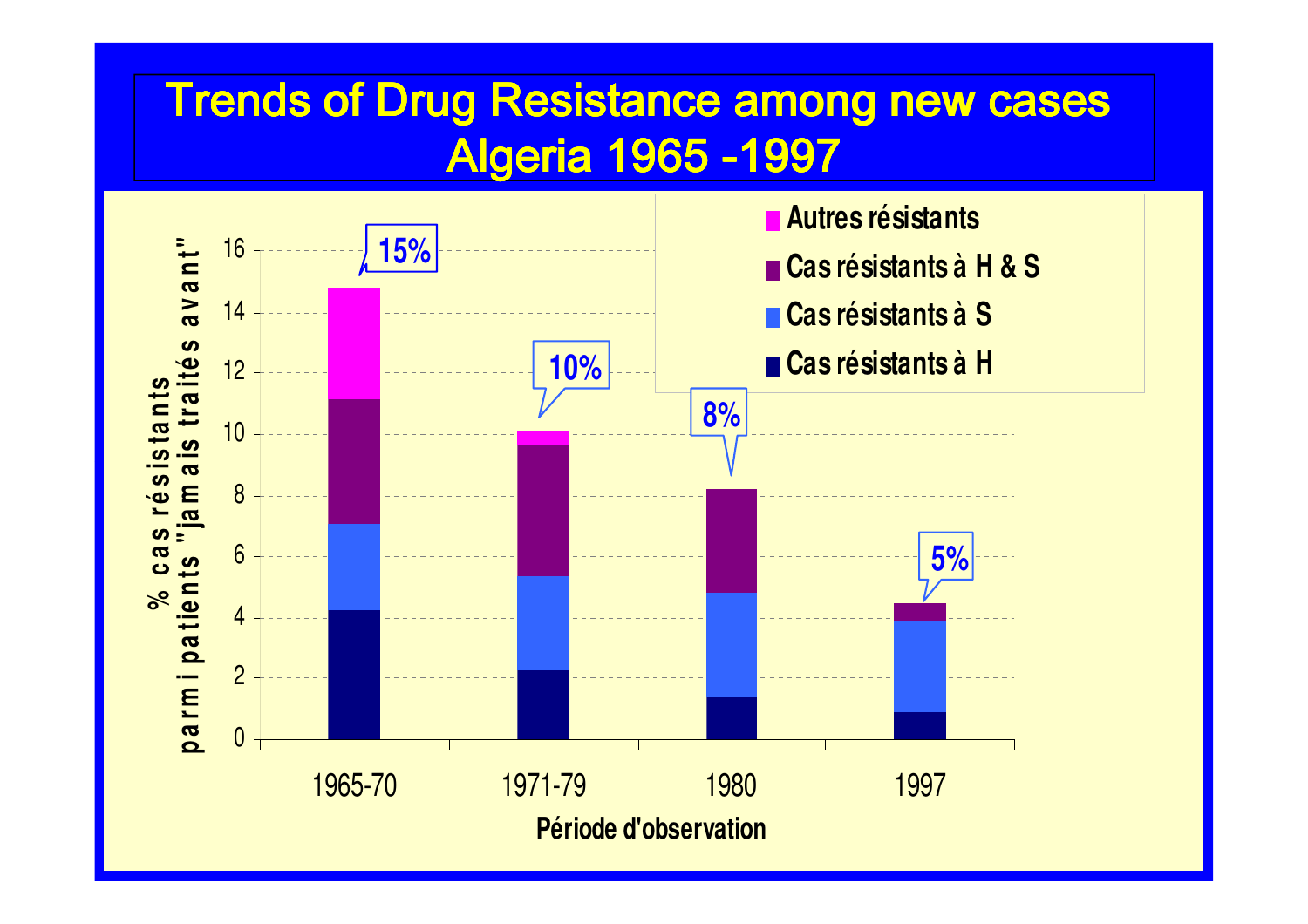# Trends of Drug Resistance among new cases Algeria 1965 -1997

% cas résistants parmi patients "jamais traités avant"

| Période d'observation | Cas résistants à H | Cas résistants à S | Cas résistants à H & S | Autres résistants | Total |
|---|---|---|---|---|---|
| 1965-70 | | | | | 15% |
| 1971-79 | | | | | 10% |
| 1980 | | | | | 8% |
| 1997 | | | | | 5% |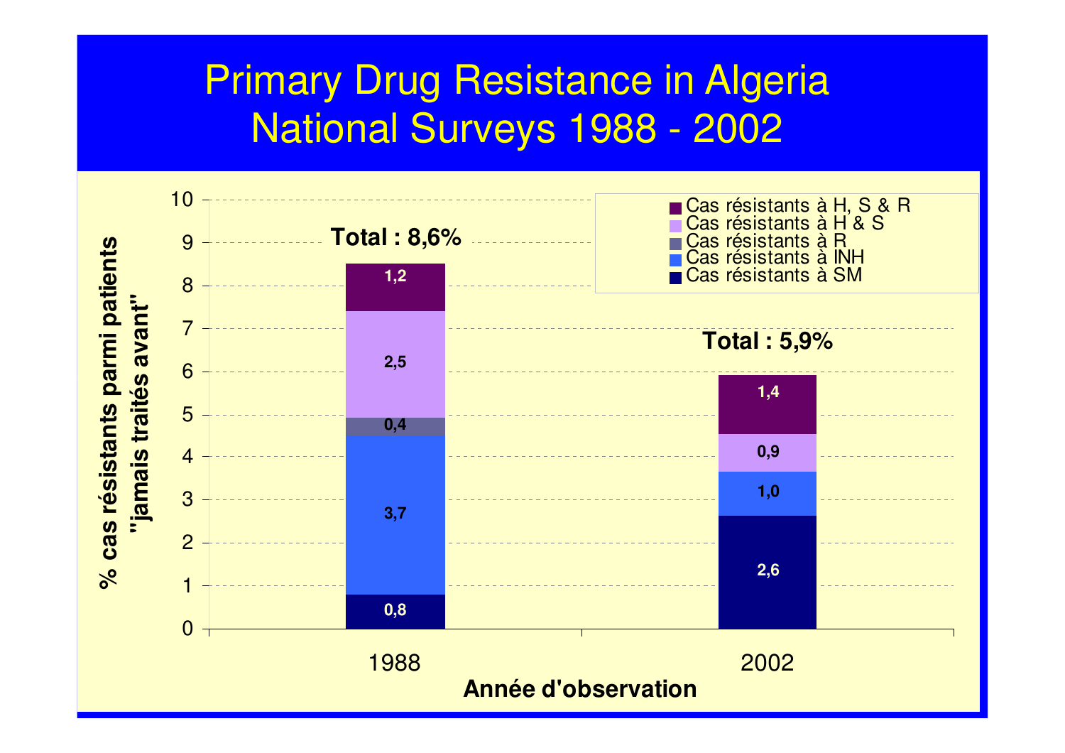# Primary Drug Resistance in Algeria
# National Surveys 1988 - 2002

| Année d'observation | Cas résistants à SM | Cas résistants à INH | Cas résistants à R | Cas résistants à H & S | Cas résistants à H, S & R | Total |
|---|---|---|---|---|---|---|
| 1988 | 0,8 | 3,7 | 0,4 | 2,5 | 1,2 | 8,6% |
| 2002 | 2,6 | 1,0 | | 0,9 | 1,4 | 5,9% |

% cas résistants parmi patients "jamais traités avant"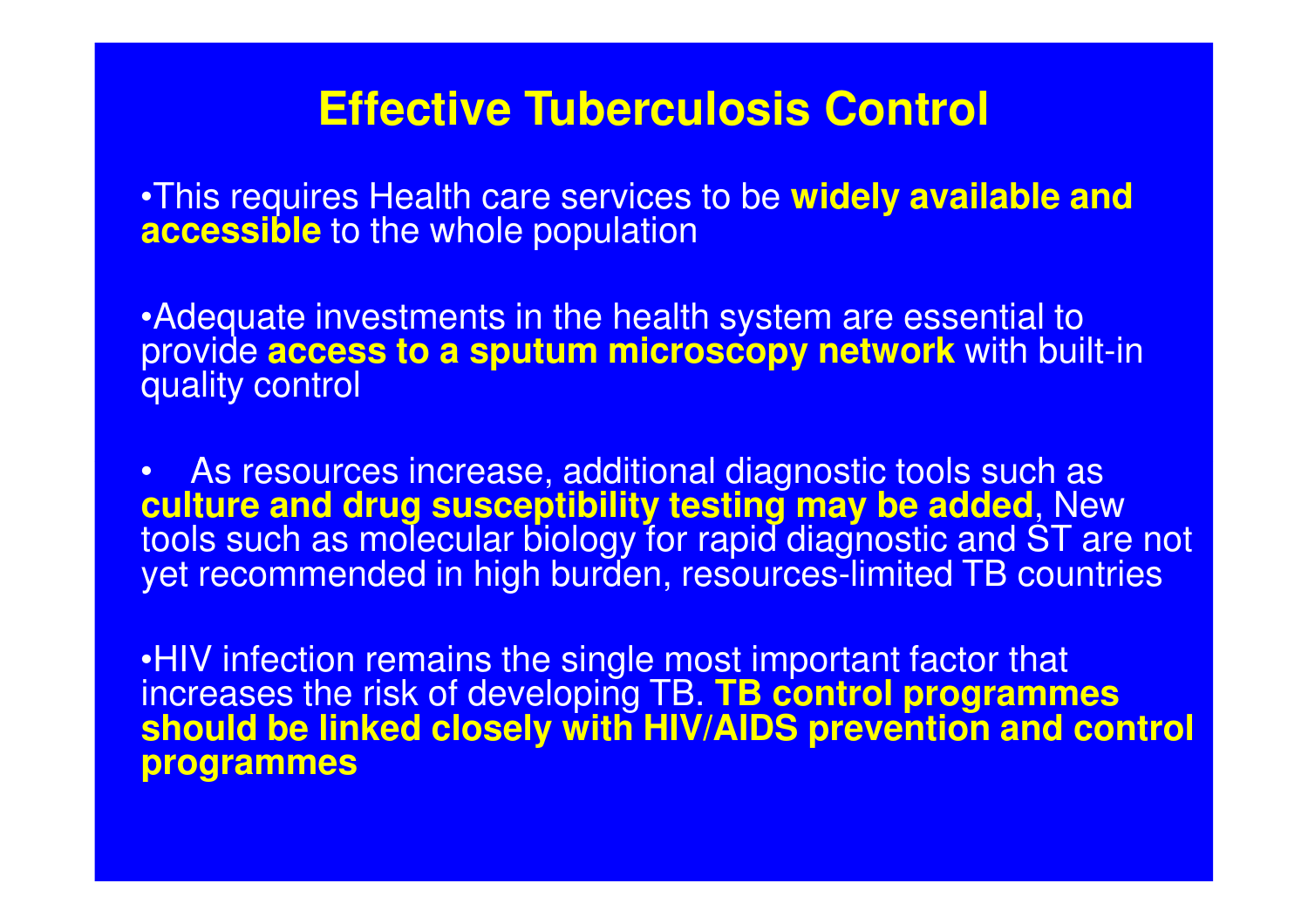# Effective Tuberculosis Control

- This requires Health care services to be **widely available and accessible** to the whole population

- Adequate investments in the health system are essential to provide **access to a sputum microscopy network** with built-in quality control

- As resources increase, additional diagnostic tools such as **culture and drug susceptibility testing may be added**, New tools such as molecular biology for rapid diagnostic and ST are not yet recommended in high burden, resources-limited TB countries

- HIV infection remains the single most important factor that increases the risk of developing TB. **TB control programmes should be linked closely with HIV/AIDS prevention and control programmes**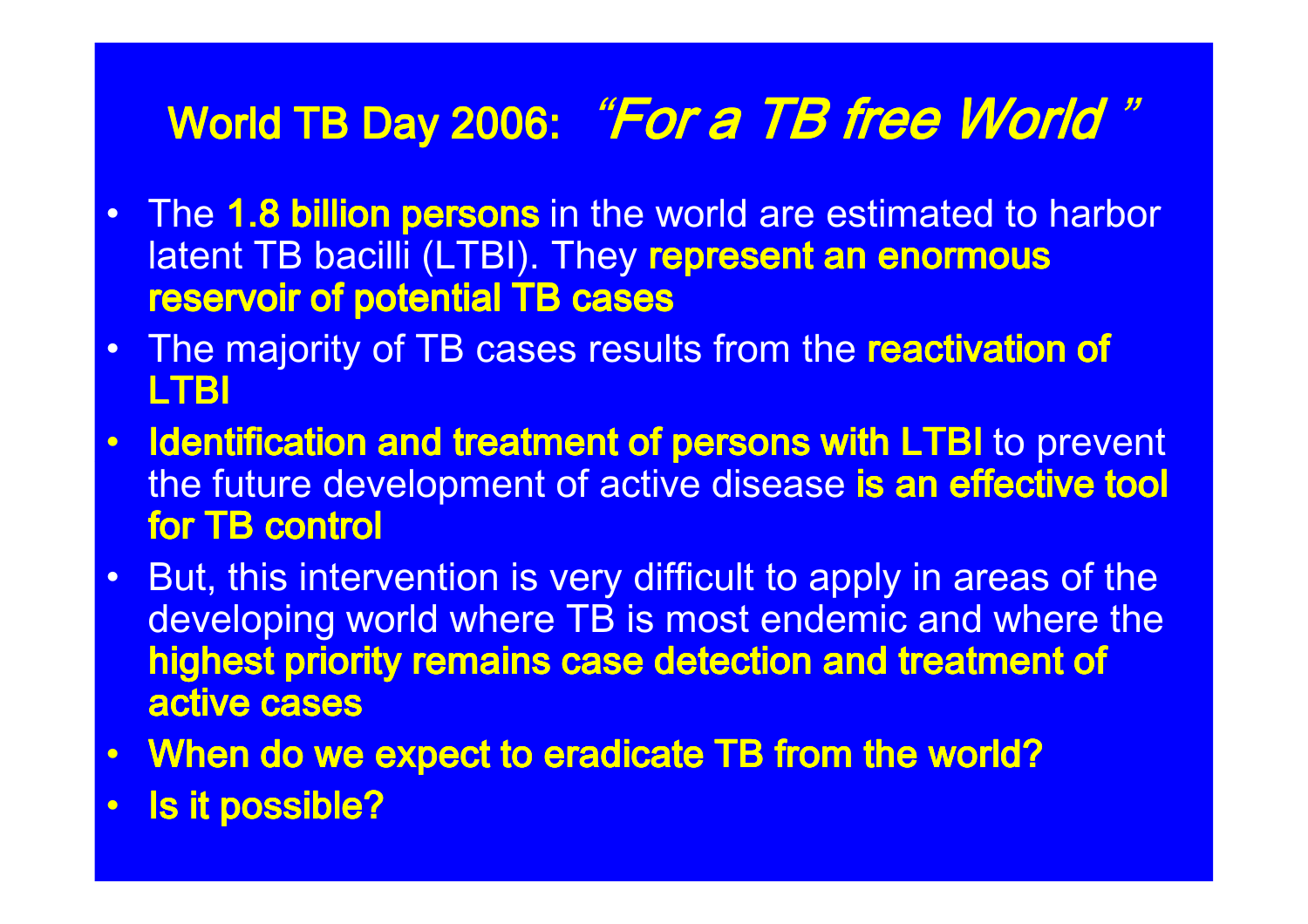# World TB Day 2006: *"For a TB free World "*

- The **1.8 billion persons** in the world are estimated to harbor latent TB bacilli (LTBI). They **represent an enormous reservoir of potential TB cases**
- The majority of TB cases results from the **reactivation of LTBI**
- **Identification and treatment of persons with LTBI** to prevent the future development of active disease **is an effective tool for TB control**
- But, this intervention is very difficult to apply in areas of the developing world where TB is most endemic and where the **highest priority remains case detection and treatment of active cases**
- **When do we expect to eradicate TB from the world?**
- **Is it possible?**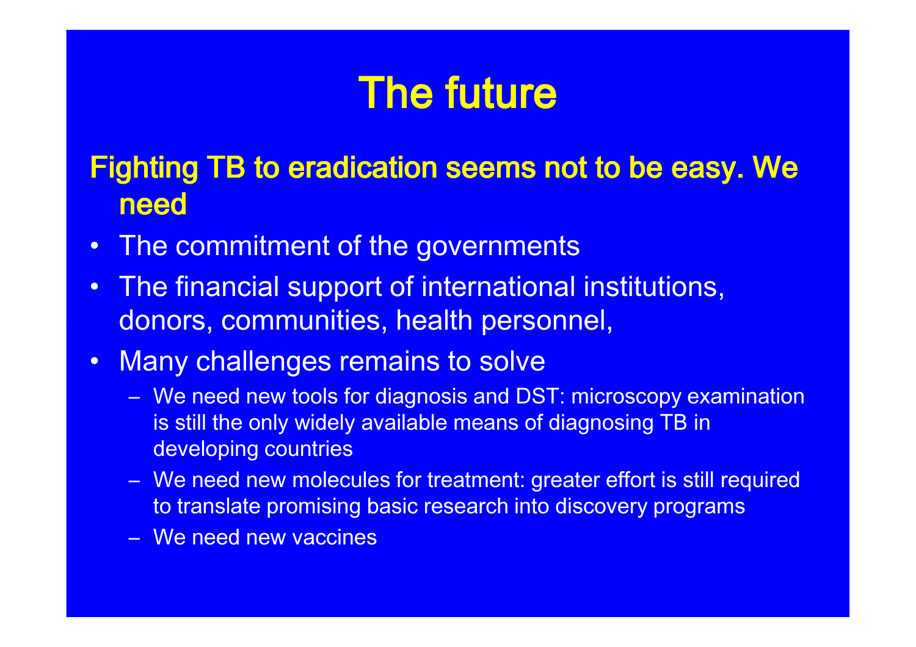# The future

**Fighting TB to eradication seems not to be easy. We need**

- The commitment of the governments
- The financial support of international institutions, donors, communities, health personnel,
- Many challenges remains to solve
  - We need new tools for diagnosis and DST: microscopy examination is still the only widely available means of diagnosing TB in developing countries
  - We need new molecules for treatment: greater effort is still required to translate promising basic research into discovery programs
  - We need new vaccines